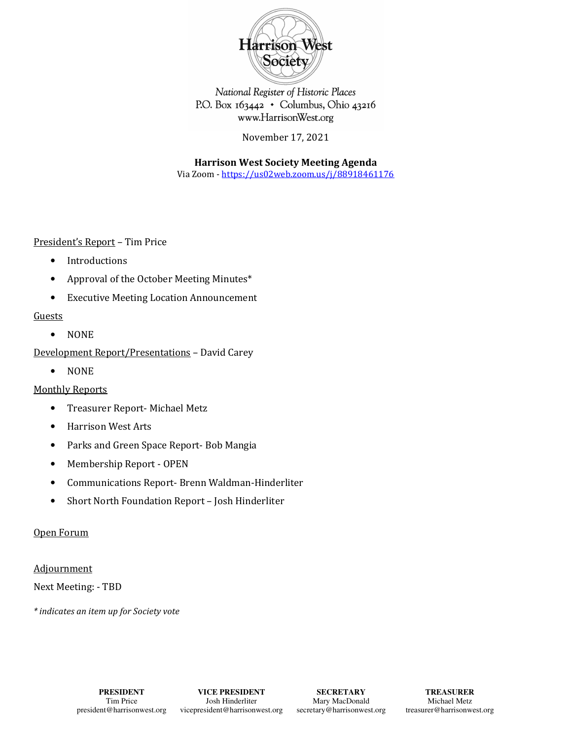Harrison West Society

*National Register of Historic Places*
P.O. Box 163442 • Columbus, Ohio 43216
www.HarrisonWest.org

November 17, 2021

**Harrison West Society Meeting Agenda**
Via Zoom - https://us02web.zoom.us/j/88918461176

President's Report – Tim Price

- Introductions
- Approval of the October Meeting Minutes*
- Executive Meeting Location Announcement

Guests

- NONE

Development Report/Presentations – David Carey

- NONE

Monthly Reports

- Treasurer Report- Michael Metz
- Harrison West Arts
- Parks and Green Space Report- Bob Mangia
- Membership Report - OPEN
- Communications Report- Brenn Waldman-Hinderliter
- Short North Foundation Report – Josh Hinderliter

Open Forum

Adjournment

Next Meeting: - TBD

*\* indicates an item up for Society vote*

| PRESIDENT | VICE PRESIDENT | SECRETARY | TREASURER |
|---|---|---|---|
| Tim Price | Josh Hinderliter | Mary MacDonald | Michael Metz |
| president@harrisonwest.org | vicepresident@harrisonwest.org | secretary@harrisonwest.org | treasurer@harrisonwest.org |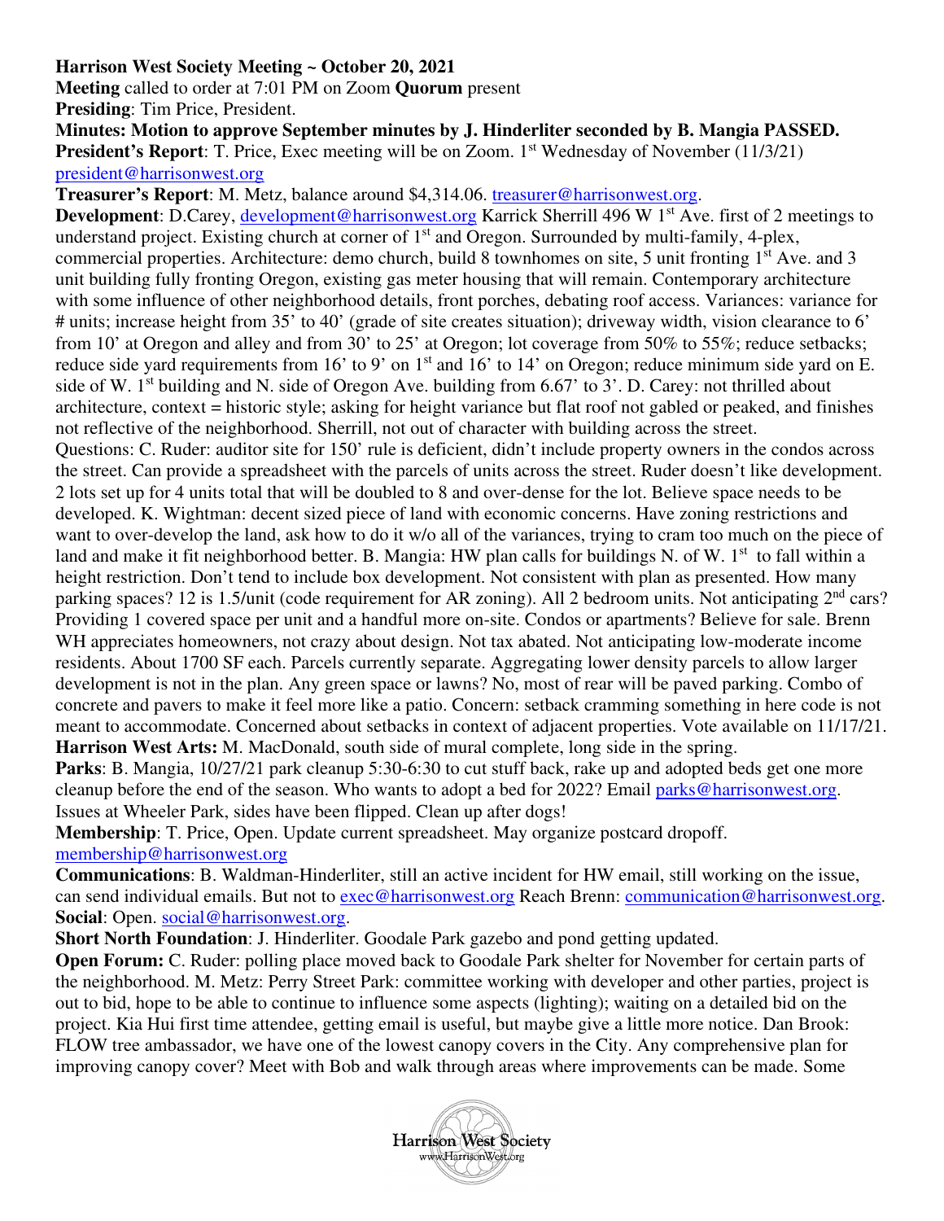**Harrison West Society Meeting ~ October 20, 2021**

**Meeting** called to order at 7:01 PM on Zoom **Quorum** present

**Presiding**: Tim Price, President.

**Minutes: Motion to approve September minutes by J. Hinderliter seconded by B. Mangia PASSED.**

**President's Report**: T. Price, Exec meeting will be on Zoom. 1st Wednesday of November (11/3/21) president@harrisonwest.org

**Treasurer's Report**: M. Metz, balance around $4,314.06. treasurer@harrisonwest.org.

**Development**: D.Carey, development@harrisonwest.org Karrick Sherrill 496 W 1st Ave. first of 2 meetings to understand project. Existing church at corner of 1st and Oregon. Surrounded by multi-family, 4-plex, commercial properties. Architecture: demo church, build 8 townhomes on site, 5 unit fronting 1st Ave. and 3 unit building fully fronting Oregon, existing gas meter housing that will remain. Contemporary architecture with some influence of other neighborhood details, front porches, debating roof access. Variances: variance for # units; increase height from 35' to 40' (grade of site creates situation); driveway width, vision clearance to 6' from 10' at Oregon and alley and from 30' to 25' at Oregon; lot coverage from 50% to 55%; reduce setbacks; reduce side yard requirements from 16' to 9' on 1st and 16' to 14' on Oregon; reduce minimum side yard on E. side of W. 1st building and N. side of Oregon Ave. building from 6.67' to 3'. D. Carey: not thrilled about architecture, context = historic style; asking for height variance but flat roof not gabled or peaked, and finishes not reflective of the neighborhood. Sherrill, not out of character with building across the street.

Questions: C. Ruder: auditor site for 150' rule is deficient, didn't include property owners in the condos across the street. Can provide a spreadsheet with the parcels of units across the street. Ruder doesn't like development. 2 lots set up for 4 units total that will be doubled to 8 and over-dense for the lot. Believe space needs to be developed. K. Wightman: decent sized piece of land with economic concerns. Have zoning restrictions and want to over-develop the land, ask how to do it w/o all of the variances, trying to cram too much on the piece of land and make it fit neighborhood better. B. Mangia: HW plan calls for buildings N. of W. 1st to fall within a height restriction. Don't tend to include box development. Not consistent with plan as presented. How many parking spaces? 12 is 1.5/unit (code requirement for AR zoning). All 2 bedroom units. Not anticipating 2nd cars? Providing 1 covered space per unit and a handful more on-site. Condos or apartments? Believe for sale. Brenn WH appreciates homeowners, not crazy about design. Not tax abated. Not anticipating low-moderate income residents. About 1700 SF each. Parcels currently separate. Aggregating lower density parcels to allow larger development is not in the plan. Any green space or lawns? No, most of rear will be paved parking. Combo of concrete and pavers to make it feel more like a patio. Concern: setback cramming something in here code is not meant to accommodate. Concerned about setbacks in context of adjacent properties. Vote available on 11/17/21.

**Harrison West Arts:** M. MacDonald, south side of mural complete, long side in the spring.

**Parks**: B. Mangia, 10/27/21 park cleanup 5:30-6:30 to cut stuff back, rake up and adopted beds get one more cleanup before the end of the season. Who wants to adopt a bed for 2022? Email parks@harrisonwest.org. Issues at Wheeler Park, sides have been flipped. Clean up after dogs!

**Membership**: T. Price, Open. Update current spreadsheet. May organize postcard dropoff. membership@harrisonwest.org

**Communications**: B. Waldman-Hinderliter, still an active incident for HW email, still working on the issue, can send individual emails. But not to exec@harrisonwest.org Reach Brenn: communication@harrisonwest.org.

**Social**: Open. social@harrisonwest.org.

**Short North Foundation**: J. Hinderliter. Goodale Park gazebo and pond getting updated.

**Open Forum:** C. Ruder: polling place moved back to Goodale Park shelter for November for certain parts of the neighborhood. M. Metz: Perry Street Park: committee working with developer and other parties, project is out to bid, hope to be able to continue to influence some aspects (lighting); waiting on a detailed bid on the project. Kia Hui first time attendee, getting email is useful, but maybe give a little more notice. Dan Brook: FLOW tree ambassador, we have one of the lowest canopy covers in the City. Any comprehensive plan for improving canopy cover? Meet with Bob and walk through areas where improvements can be made. Some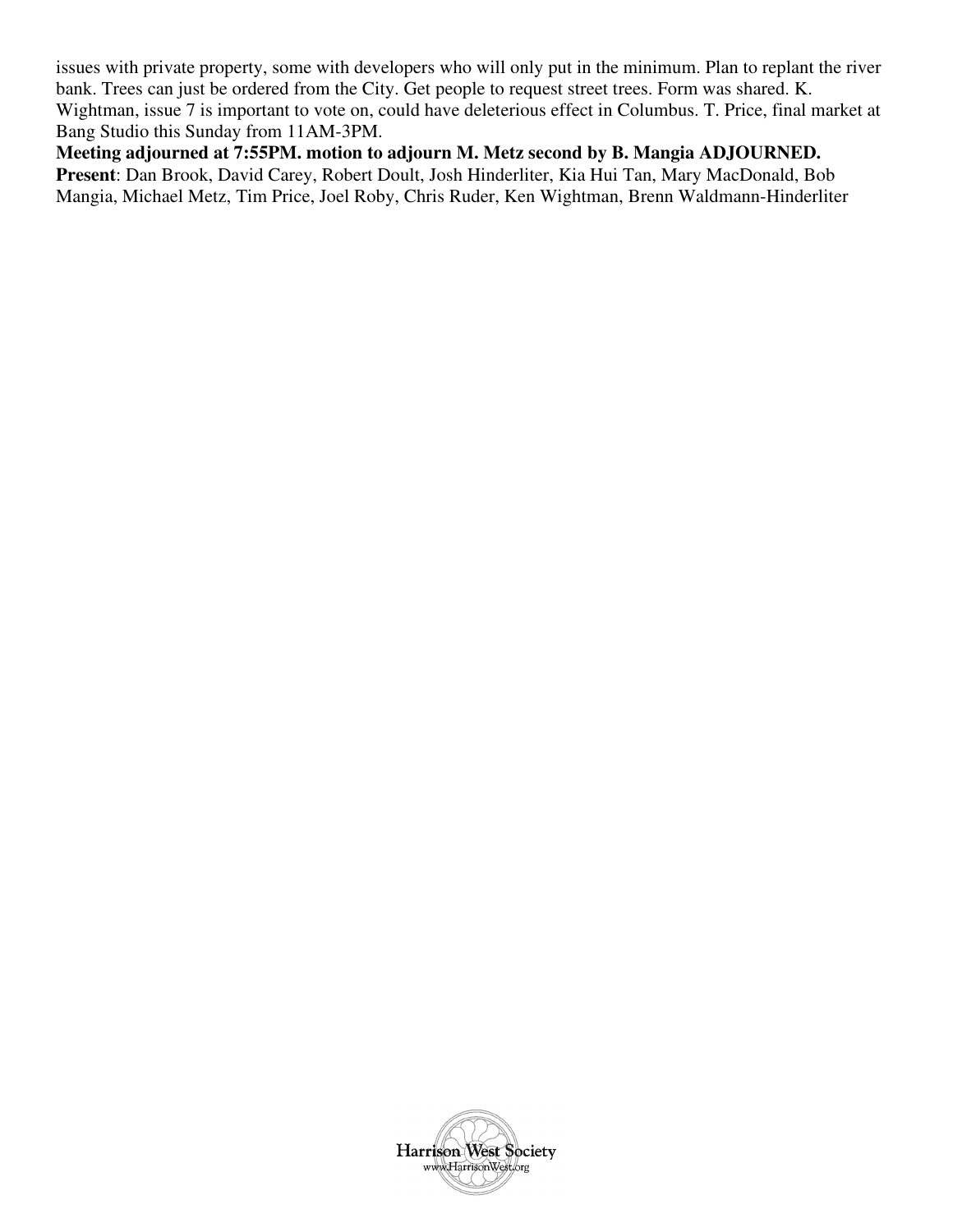issues with private property, some with developers who will only put in the minimum. Plan to replant the river bank. Trees can just be ordered from the City. Get people to request street trees. Form was shared. K. Wightman, issue 7 is important to vote on, could have deleterious effect in Columbus. T. Price, final market at Bang Studio this Sunday from 11AM-3PM.

**Meeting adjourned at 7:55PM. motion to adjourn M. Metz second by B. Mangia ADJOURNED.**

**Present**: Dan Brook, David Carey, Robert Doult, Josh Hinderliter, Kia Hui Tan, Mary MacDonald, Bob Mangia, Michael Metz, Tim Price, Joel Roby, Chris Ruder, Ken Wightman, Brenn Waldmann-Hinderliter